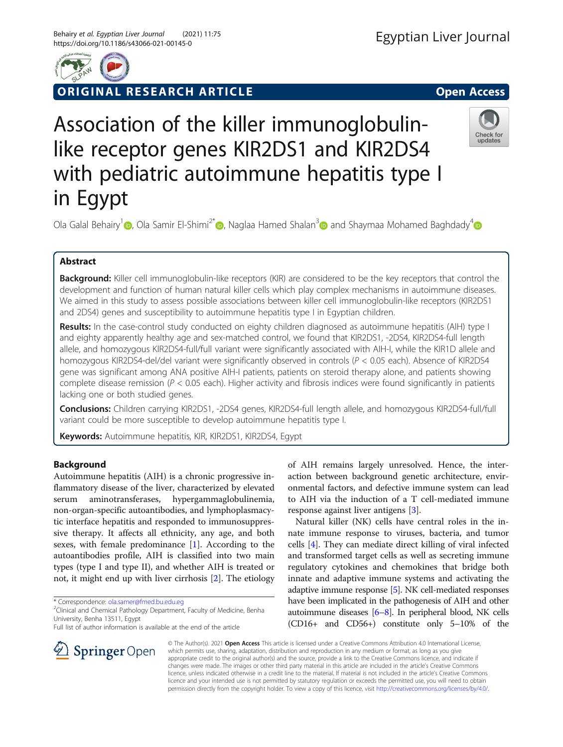ORIGINAL RESEARCH ARTICLE

Open Access

# Association of the killer immunoglobulin-like receptor genes KIR2DS1 and KIR2DS4 with pediatric autoimmune hepatitis type I in Egypt

Ola Galal Behairy[1], Ola Samir El-Shimi[2*], Naglaa Hamed Shalan[3] and Shaymaa Mohamed Baghdady[4]

## Abstract

**Background:** Killer cell immunoglobulin-like receptors (KIR) are considered to be the key receptors that control the development and function of human natural killer cells which play complex mechanisms in autoimmune diseases. We aimed in this study to assess possible associations between killer cell immunoglobulin-like receptors (KIR2DS1 and 2DS4) genes and susceptibility to autoimmune hepatitis type I in Egyptian children.

**Results:** In the case-control study conducted on eighty children diagnosed as autoimmune hepatitis (AIH) type I and eighty apparently healthy age and sex-matched control, we found that KIR2DS1, -2DS4, KIR2DS4-full length allele, and homozygous KIR2DS4-full/full variant were significantly associated with AIH-I, while the KIR1D allele and homozygous KIR2DS4-del/del variant were significantly observed in controls ($P < 0.05$ each). Absence of KIR2DS4 gene was significant among ANA positive AIH-I patients, patients on steroid therapy alone, and patients showing complete disease remission ($P < 0.05$ each). Higher activity and fibrosis indices were found significantly in patients lacking one or both studied genes.

**Conclusions:** Children carrying KIR2DS1, -2DS4 genes, KIR2DS4-full length allele, and homozygous KIR2DS4-full/full variant could be more susceptible to develop autoimmune hepatitis type I.

**Keywords:** Autoimmune hepatitis, KIR, KIR2DS1, KIR2DS4, Egypt

## Background

Autoimmune hepatitis (AIH) is a chronic progressive inflammatory disease of the liver, characterized by elevated serum aminotransferases, hypergammaglobulinemia, non-organ-specific autoantibodies, and lymphoplasmacytic interface hepatitis and responded to immunosuppressive therapy. It affects all ethnicity, any age, and both sexes, with female predominance [1]. According to the autoantibodies profile, AIH is classified into two main types (type I and type II), and whether AIH is treated or not, it might end up with liver cirrhosis [2]. The etiology of AIH remains largely unresolved. Hence, the interaction between background genetic architecture, environmental factors, and defective immune system can lead to AIH via the induction of a T cell-mediated immune response against liver antigens [3].

Natural killer (NK) cells have central roles in the innate immune response to viruses, bacteria, and tumor cells [4]. They can mediate direct killing of viral infected and transformed target cells as well as secreting immune regulatory cytokines and chemokines that bridge both innate and adaptive immune systems and activating the adaptive immune response [5]. NK cell-mediated responses have been implicated in the pathogenesis of AIH and other autoimmune diseases [6–8]. In peripheral blood, NK cells (CD16+ and CD56+) constitute only 5–10% of the

* Correspondence: ola.samer@fmed.bu.edu.eg
[2]Clinical and Chemical Pathology Department, Faculty of Medicine, Benha University, Benha 13511, Egypt
Full list of author information is available at the end of the article

© The Author(s). 2021 **Open Access** This article is licensed under a Creative Commons Attribution 4.0 International License, which permits use, sharing, adaptation, distribution and reproduction in any medium or format, as long as you give appropriate credit to the original author(s) and the source, provide a link to the Creative Commons licence, and indicate if changes were made. The images or other third party material in this article are included in the article's Creative Commons licence, unless indicated otherwise in a credit line to the material. If material is not included in the article's Creative Commons licence and your intended use is not permitted by statutory regulation or exceeds the permitted use, you will need to obtain permission directly from the copyright holder. To view a copy of this licence, visit http://creativecommons.org/licenses/by/4.0/.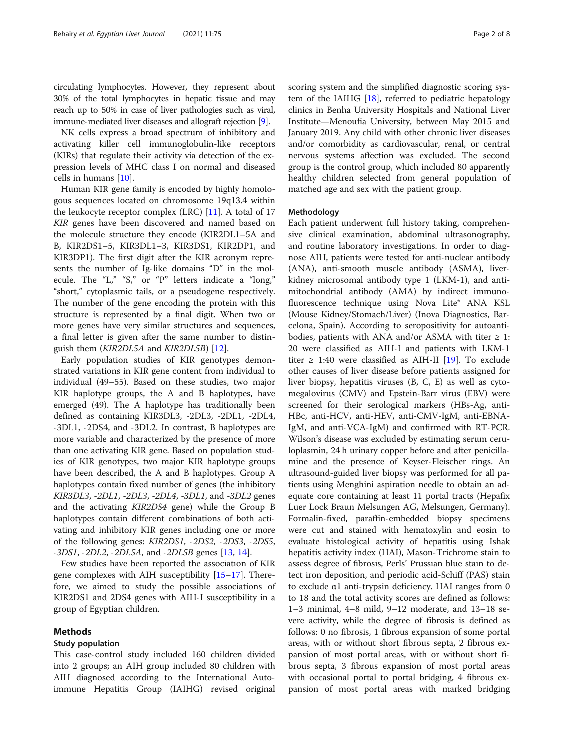circulating lymphocytes. However, they represent about 30% of the total lymphocytes in hepatic tissue and may reach up to 50% in case of liver pathologies such as viral, immune-mediated liver diseases and allograft rejection [9].

NK cells express a broad spectrum of inhibitory and activating killer cell immunoglobulin-like receptors (KIRs) that regulate their activity via detection of the expression levels of MHC class I on normal and diseased cells in humans [10].

Human KIR gene family is encoded by highly homologous sequences located on chromosome 19q13.4 within the leukocyte receptor complex (LRC) [11]. A total of 17 *KIR* genes have been discovered and named based on the molecule structure they encode (KIR2DL1–5A and B, KIR2DS1–5, KIR3DL1–3, KIR3DS1, KIR2DP1, and KIR3DP1). The first digit after the KIR acronym represents the number of Ig-like domains "D" in the molecule. The "L," "S," or "P" letters indicate a "long," "short," cytoplasmic tails, or a pseudogene respectively. The number of the gene encoding the protein with this structure is represented by a final digit. When two or more genes have very similar structures and sequences, a final letter is given after the same number to distinguish them (*KIR2DL5A* and *KIR2DL5B*) [12].

Early population studies of KIR genotypes demonstrated variations in KIR gene content from individual to individual (49–55). Based on these studies, two major KIR haplotype groups, the A and B haplotypes, have emerged (49). The A haplotype has traditionally been defined as containing KIR3DL3, -2DL3, -2DL1, -2DL4, -3DL1, -2DS4, and -3DL2. In contrast, B haplotypes are more variable and characterized by the presence of more than one activating KIR gene. Based on population studies of KIR genotypes, two major KIR haplotype groups have been described, the A and B haplotypes. Group A haplotypes contain fixed number of genes (the inhibitory *KIR3DL3*, *-2DL1*, *-2DL3*, *-2DL4*, *-3DL1*, and *-3DL2* genes and the activating *KIR2DS4* gene) while the Group B haplotypes contain different combinations of both activating and inhibitory KIR genes including one or more of the following genes: *KIR2DS1*, *-2DS2*, *-2DS3*, *-2DS5*, *-3DS1*, *-2DL2*, *-2DL5A*, and *-2DL5B* genes [13, 14].

Few studies have been reported the association of KIR gene complexes with AIH susceptibility [15–17]. Therefore, we aimed to study the possible associations of KIR2DS1 and 2DS4 genes with AIH-I susceptibility in a group of Egyptian children.

## Methods

### Study population

This case-control study included 160 children divided into 2 groups; an AIH group included 80 children with AIH diagnosed according to the International Autoimmune Hepatitis Group (IAIHG) revised original scoring system and the simplified diagnostic scoring system of the IAIHG [18], referred to pediatric hepatology clinics in Benha University Hospitals and National Liver Institute—Menoufia University, between May 2015 and January 2019. Any child with other chronic liver diseases and/or comorbidity as cardiovascular, renal, or central nervous systems affection was excluded. The second group is the control group, which included 80 apparently healthy children selected from general population of matched age and sex with the patient group.

### Methodology

Each patient underwent full history taking, comprehensive clinical examination, abdominal ultrasonography, and routine laboratory investigations. In order to diagnose AIH, patients were tested for anti-nuclear antibody (ANA), anti-smooth muscle antibody (ASMA), liver-kidney microsomal antibody type 1 (LKM-1), and anti-mitochondrial antibody (AMA) by indirect immunofluorescence technique using Nova Lite® ANA KSL (Mouse Kidney/Stomach/Liver) (Inova Diagnostics, Barcelona, Spain). According to seropositivity for autoantibodies, patients with ANA and/or ASMA with titer ≥ 1:20 were classified as AIH-I and patients with LKM-1 titer ≥ 1:40 were classified as AIH-II [19]. To exclude other causes of liver disease before patients assigned for liver biopsy, hepatitis viruses (B, C, E) as well as cytomegalovirus (CMV) and Epstein-Barr virus (EBV) were screened for their serological markers (HBs-Ag, anti-HBc, anti-HCV, anti-HEV, anti-CMV-IgM, anti-EBNA-IgM, and anti-VCA-IgM) and confirmed with RT-PCR. Wilson's disease was excluded by estimating serum ceruloplasmin, 24 h urinary copper before and after penicillamine and the presence of Keyser-Fleischer rings. An ultrasound-guided liver biopsy was performed for all patients using Menghini aspiration needle to obtain an adequate core containing at least 11 portal tracts (Hepafix Luer Lock Braun Melsungen AG, Melsungen, Germany). Formalin-fixed, paraffin-embedded biopsy specimens were cut and stained with hematoxylin and eosin to evaluate histological activity of hepatitis using Ishak hepatitis activity index (HAI), Mason-Trichrome stain to assess degree of fibrosis, Perls' Prussian blue stain to detect iron deposition, and periodic acid-Schiff (PAS) stain to exclude α1 anti-trypsin deficiency. HAI ranges from 0 to 18 and the total activity scores are defined as follows: 1–3 minimal, 4–8 mild, 9–12 moderate, and 13–18 severe activity, while the degree of fibrosis is defined as follows: 0 no fibrosis, 1 fibrous expansion of some portal areas, with or without short fibrous septa, 2 fibrous expansion of most portal areas, with or without short fibrous septa, 3 fibrous expansion of most portal areas with occasional portal to portal bridging, 4 fibrous expansion of most portal areas with marked bridging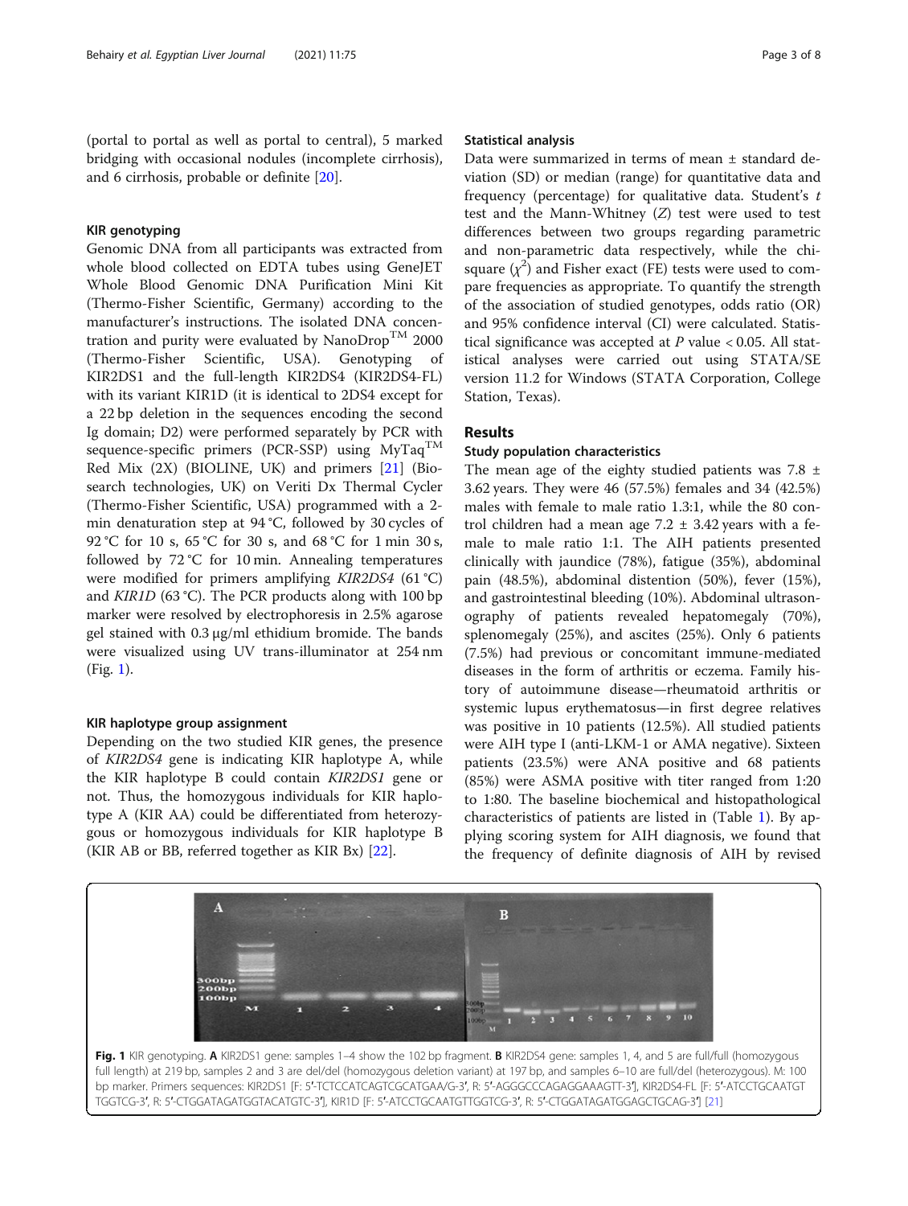(portal to portal as well as portal to central), 5 marked bridging with occasional nodules (incomplete cirrhosis), and 6 cirrhosis, probable or definite [20].

### KIR genotyping

Genomic DNA from all participants was extracted from whole blood collected on EDTA tubes using GeneJET Whole Blood Genomic DNA Purification Mini Kit (Thermo-Fisher Scientific, Germany) according to the manufacturer's instructions. The isolated DNA concentration and purity were evaluated by NanoDrop™ 2000 (Thermo-Fisher Scientific, USA). Genotyping of KIR2DS1 and the full-length KIR2DS4 (KIR2DS4-FL) with its variant KIR1D (it is identical to 2DS4 except for a 22 bp deletion in the sequences encoding the second Ig domain; D2) were performed separately by PCR with sequence-specific primers (PCR-SSP) using MyTaq™ Red Mix (2X) (BIOLINE, UK) and primers [21] (Biosearch technologies, UK) on Veriti Dx Thermal Cycler (Thermo-Fisher Scientific, USA) programmed with a 2-min denaturation step at 94 °C, followed by 30 cycles of 92 °C for 10 s, 65 °C for 30 s, and 68 °C for 1 min 30 s, followed by 72 °C for 10 min. Annealing temperatures were modified for primers amplifying *KIR2DS4* (61 °C) and *KIR1D* (63 °C). The PCR products along with 100 bp marker were resolved by electrophoresis in 2.5% agarose gel stained with 0.3 μg/ml ethidium bromide. The bands were visualized using UV trans-illuminator at 254 nm (Fig. 1).

### KIR haplotype group assignment

Depending on the two studied KIR genes, the presence of *KIR2DS4* gene is indicating KIR haplotype A, while the KIR haplotype B could contain *KIR2DS1* gene or not. Thus, the homozygous individuals for KIR haplotype A (KIR AA) could be differentiated from heterozygous or homozygous individuals for KIR haplotype B (KIR AB or BB, referred together as KIR Bx) [22].

### Statistical analysis

Data were summarized in terms of mean ± standard deviation (SD) or median (range) for quantitative data and frequency (percentage) for qualitative data. Student's *t* test and the Mann-Whitney (*Z*) test were used to test differences between two groups regarding parametric and non-parametric data respectively, while the chi-square ($\chi^2$) and Fisher exact (FE) tests were used to compare frequencies as appropriate. To quantify the strength of the association of studied genotypes, odds ratio (OR) and 95% confidence interval (CI) were calculated. Statistical significance was accepted at $P$ value $< 0.05$. All statistical analyses were carried out using STATA/SE version 11.2 for Windows (STATA Corporation, College Station, Texas).

## Results

### Study population characteristics

The mean age of the eighty studied patients was 7.8 ± 3.62 years. They were 46 (57.5%) females and 34 (42.5%) males with female to male ratio 1.3:1, while the 80 control children had a mean age 7.2 ± 3.42 years with a female to male ratio 1:1. The AIH patients presented clinically with jaundice (78%), fatigue (35%), abdominal pain (48.5%), abdominal distention (50%), fever (15%), and gastrointestinal bleeding (10%). Abdominal ultrasonography of patients revealed hepatomegaly (70%), splenomegaly (25%), and ascites (25%). Only 6 patients (7.5%) had previous or concomitant immune-mediated diseases in the form of arthritis or eczema. Family history of autoimmune disease—rheumatoid arthritis or systemic lupus erythematosus—in first degree relatives was positive in 10 patients (12.5%). All studied patients were AIH type I (anti-LKM-1 or AMA negative). Sixteen patients (23.5%) were ANA positive and 68 patients (85%) were ASMA positive with titer ranged from 1:20 to 1:80. The baseline biochemical and histopathological characteristics of patients are listed in (Table 1). By applying scoring system for AIH diagnosis, we found that the frequency of definite diagnosis of AIH by revised

**Fig. 1** KIR genotyping. **A** KIR2DS1 gene: samples 1–4 show the 102 bp fragment. **B** KIR2DS4 gene: samples 1, 4, and 5 are full/full (homozygous full length) at 219 bp, samples 2 and 3 are del/del (homozygous deletion variant) at 197 bp, and samples 6–10 are full/del (heterozygous). M: 100 bp marker. Primers sequences: KIR2DS1 [F: 5′-TCTCCATCAGTCGCATGAA/G-3′, R: 5′-AGGGCCCAGAGGAAAGTT-3′], KIR2DS4-FL [F: 5′-ATCCTGCAATGTTGGTCG-3′, R: 5′-CTGGATAGATGGTACATGTC-3′], KIR1D [F: 5′-ATCCTGCAATGTTGGTCG-3′, R: 5′-CTGGATAGATGGAGCTGCAG-3′] [21]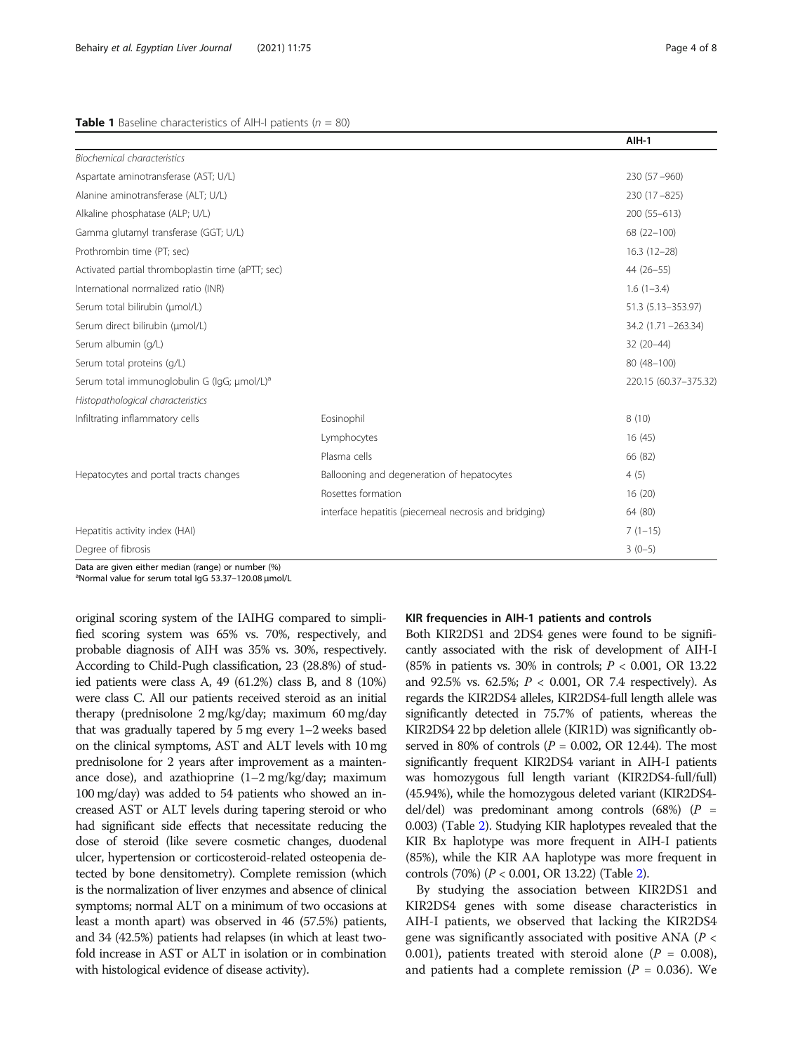**Table 1** Baseline characteristics of AIH-I patients ($n$ = 80)

| | | AIH-1 |
|---|---|---|
| *Biochemical characteristics* | | |
| Aspartate aminotransferase (AST; U/L) | | 230 (57 –960) |
| Alanine aminotransferase (ALT; U/L) | | 230 (17 –825) |
| Alkaline phosphatase (ALP; U/L) | | 200 (55–613) |
| Gamma glutamyl transferase (GGT; U/L) | | 68 (22–100) |
| Prothrombin time (PT; sec) | | 16.3 (12–28) |
| Activated partial thromboplastin time (aPTT; sec) | | 44 (26–55) |
| International normalized ratio (INR) | | 1.6 (1–3.4) |
| Serum total bilirubin (μmol/L) | | 51.3 (5.13–353.97) |
| Serum direct bilirubin (μmol/L) | | 34.2 (1.71 –263.34) |
| Serum albumin (g/L) | | 32 (20–44) |
| Serum total proteins (g/L) | | 80 (48–100) |
| Serum total immunoglobulin G (IgG; μmol/L)[a] | | 220.15 (60.37–375.32) |
| *Histopathological characteristics* | | |
| Infiltrating inflammatory cells | Eosinophil | 8 (10) |
| | Lymphocytes | 16 (45) |
| | Plasma cells | 66 (82) |
| Hepatocytes and portal tracts changes | Ballooning and degeneration of hepatocytes | 4 (5) |
| | Rosettes formation | 16 (20) |
| | interface hepatitis (piecemeal necrosis and bridging) | 64 (80) |
| Hepatitis activity index (HAI) | | 7 (1–15) |
| Degree of fibrosis | | 3 (0–5) |

Data are given either median (range) or number (%)
[a]Normal value for serum total IgG 53.37–120.08 μmol/L

original scoring system of the IAIHG compared to simplified scoring system was 65% vs. 70%, respectively, and probable diagnosis of AIH was 35% vs. 30%, respectively. According to Child-Pugh classification, 23 (28.8%) of studied patients were class A, 49 (61.2%) class B, and 8 (10%) were class C. All our patients received steroid as an initial therapy (prednisolone 2 mg/kg/day; maximum 60 mg/day that was gradually tapered by 5 mg every 1–2 weeks based on the clinical symptoms, AST and ALT levels with 10 mg prednisolone for 2 years after improvement as a maintenance dose), and azathioprine (1–2 mg/kg/day; maximum 100 mg/day) was added to 54 patients who showed an increased AST or ALT levels during tapering steroid or who had significant side effects that necessitate reducing the dose of steroid (like severe cosmetic changes, duodenal ulcer, hypertension or corticosteroid-related osteopenia detected by bone densitometry). Complete remission (which is the normalization of liver enzymes and absence of clinical symptoms; normal ALT on a minimum of two occasions at least a month apart) was observed in 46 (57.5%) patients, and 34 (42.5%) patients had relapses (in which at least two-fold increase in AST or ALT in isolation or in combination with histological evidence of disease activity).

### KIR frequencies in AIH-1 patients and controls

Both KIR2DS1 and 2DS4 genes were found to be significantly associated with the risk of development of AIH-I (85% in patients vs. 30% in controls; $P$ < 0.001, OR 13.22 and 92.5% vs. 62.5%; $P$ < 0.001, OR 7.4 respectively). As regards the KIR2DS4 alleles, KIR2DS4-full length allele was significantly detected in 75.7% of patients, whereas the KIR2DS4 22 bp deletion allele (KIR1D) was significantly observed in 80% of controls ($P$ = 0.002, OR 12.44). The most significantly frequent KIR2DS4 variant in AIH-I patients was homozygous full length variant (KIR2DS4-full/full) (45.94%), while the homozygous deleted variant (KIR2DS4-del/del) was predominant among controls (68%) ($P$ = 0.003) (Table 2). Studying KIR haplotypes revealed that the KIR Bx haplotype was more frequent in AIH-I patients (85%), while the KIR AA haplotype was more frequent in controls (70%) ($P$ < 0.001, OR 13.22) (Table 2).

By studying the association between KIR2DS1 and KIR2DS4 genes with some disease characteristics in AIH-I patients, we observed that lacking the KIR2DS4 gene was significantly associated with positive ANA ($P$ < 0.001), patients treated with steroid alone ($P$ = 0.008), and patients had a complete remission ($P$ = 0.036). We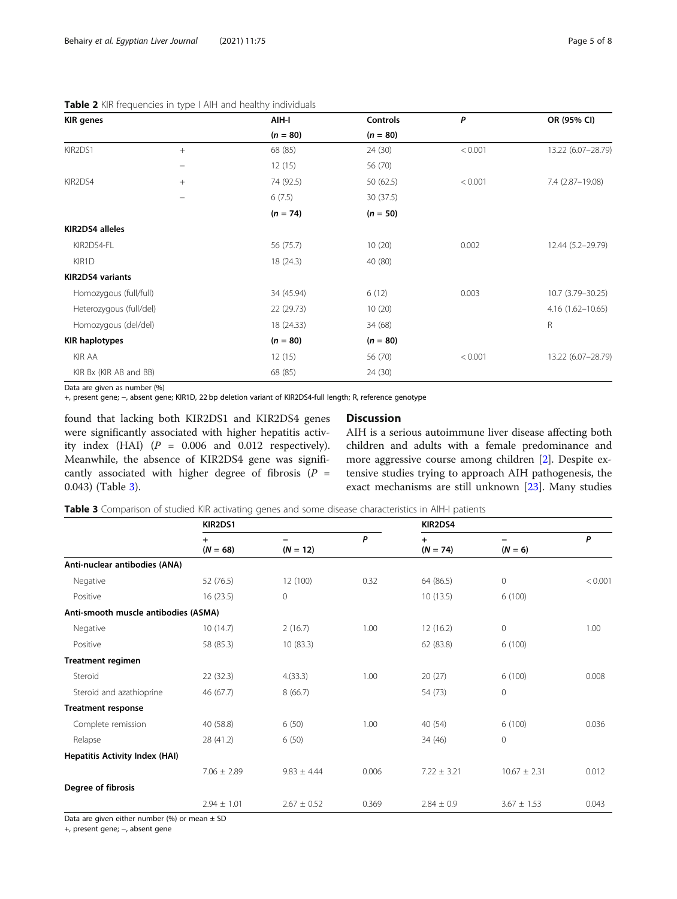**Table 2** KIR frequencies in type I AIH and healthy individuals

| KIR genes | | AIH-I | Controls | *P* | OR (95% CI) |
|---|---|---|---|---|---|
| | | (*n* = 80) | (*n* = 80) | | |
| KIR2DS1 | + | 68 (85) | 24 (30) | < 0.001 | 13.22 (6.07–28.79) |
| | − | 12 (15) | 56 (70) | | |
| KIR2DS4 | + | 74 (92.5) | 50 (62.5) | < 0.001 | 7.4 (2.87–19.08) |
| | − | 6 (7.5) | 30 (37.5) | | |
| | | (*n* = 74) | (*n* = 50) | | |
| **KIR2DS4 alleles** | | | | | |
| KIR2DS4-FL | | 56 (75.7) | 10 (20) | 0.002 | 12.44 (5.2–29.79) |
| KIR1D | | 18 (24.3) | 40 (80) | | |
| **KIR2DS4 variants** | | | | | |
| Homozygous (full/full) | | 34 (45.94) | 6 (12) | 0.003 | 10.7 (3.79–30.25) |
| Heterozygous (full/del) | | 22 (29.73) | 10 (20) | | 4.16 (1.62–10.65) |
| Homozygous (del/del) | | 18 (24.33) | 34 (68) | | R |
| **KIR haplotypes** | | (*n* = 80) | (*n* = 80) | | |
| KIR AA | | 12 (15) | 56 (70) | < 0.001 | 13.22 (6.07–28.79) |
| KIR Bx (KIR AB and BB) | | 68 (85) | 24 (30) | | |

Data are given as number (%)
+, present gene; −, absent gene; KIR1D, 22 bp deletion variant of KIR2DS4-full length; R, reference genotype

found that lacking both KIR2DS1 and KIR2DS4 genes were significantly associated with higher hepatitis activity index (HAI) ($P$ = 0.006 and 0.012 respectively). Meanwhile, the absence of KIR2DS4 gene was significantly associated with higher degree of fibrosis ($P$ = 0.043) (Table 3).

## Discussion

AIH is a serious autoimmune liver disease affecting both children and adults with a female predominance and more aggressive course among children [2]. Despite extensive studies trying to approach AIH pathogenesis, the exact mechanisms are still unknown [23]. Many studies

**Table 3** Comparison of studied KIR activating genes and some disease characteristics in AIH-I patients

| | KIR2DS1 | | | KIR2DS4 | | |
|---|---|---|---|---|---|---|
| | + (*N* = 68) | − (*N* = 12) | *P* | + (*N* = 74) | − (*N* = 6) | *P* |
| **Anti-nuclear antibodies (ANA)** | | | | | | |
| Negative | 52 (76.5) | 12 (100) | 0.32 | 64 (86.5) | 0 | < 0.001 |
| Positive | 16 (23.5) | 0 | | 10 (13.5) | 6 (100) | |
| **Anti-smooth muscle antibodies (ASMA)** | | | | | | |
| Negative | 10 (14.7) | 2 (16.7) | 1.00 | 12 (16.2) | 0 | 1.00 |
| Positive | 58 (85.3) | 10 (83.3) | | 62 (83.8) | 6 (100) | |
| **Treatment regimen** | | | | | | |
| Steroid | 22 (32.3) | 4.(33.3) | 1.00 | 20 (27) | 6 (100) | 0.008 |
| Steroid and azathioprine | 46 (67.7) | 8 (66.7) | | 54 (73) | 0 | |
| **Treatment response** | | | | | | |
| Complete remission | 40 (58.8) | 6 (50) | 1.00 | 40 (54) | 6 (100) | 0.036 |
| Relapse | 28 (41.2) | 6 (50) | | 34 (46) | 0 | |
| **Hepatitis Activity Index (HAI)** | | | | | | |
| | 7.06 ± 2.89 | 9.83 ± 4.44 | 0.006 | 7.22 ± 3.21 | 10.67 ± 2.31 | 0.012 |
| **Degree of fibrosis** | | | | | | |
| | 2.94 ± 1.01 | 2.67 ± 0.52 | 0.369 | 2.84 ± 0.9 | 3.67 ± 1.53 | 0.043 |

Data are given either number (%) or mean ± SD
+, present gene; −, absent gene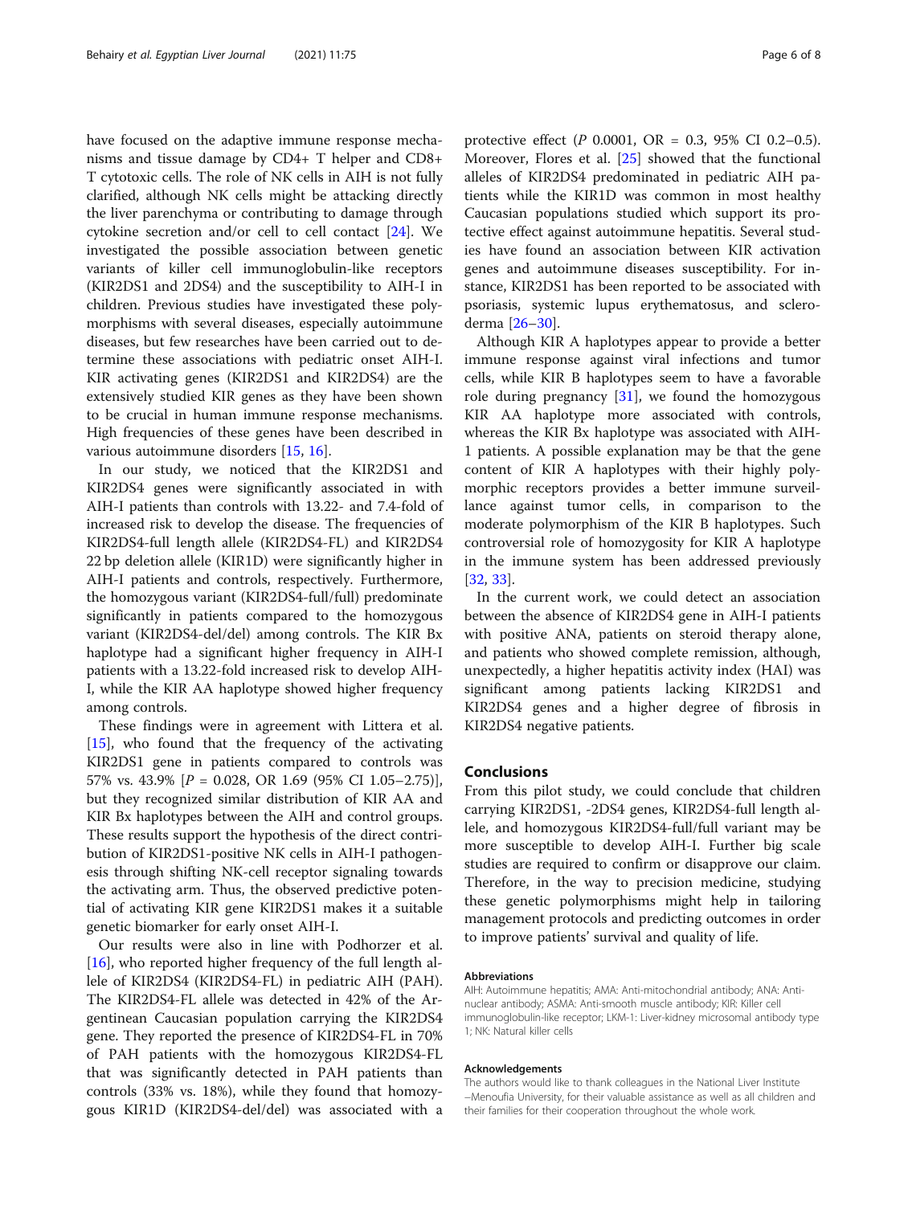have focused on the adaptive immune response mechanisms and tissue damage by CD4+ T helper and CD8+ T cytotoxic cells. The role of NK cells in AIH is not fully clarified, although NK cells might be attacking directly the liver parenchyma or contributing to damage through cytokine secretion and/or cell to cell contact [24]. We investigated the possible association between genetic variants of killer cell immunoglobulin-like receptors (KIR2DS1 and 2DS4) and the susceptibility to AIH-I in children. Previous studies have investigated these polymorphisms with several diseases, especially autoimmune diseases, but few researches have been carried out to determine these associations with pediatric onset AIH-I. KIR activating genes (KIR2DS1 and KIR2DS4) are the extensively studied KIR genes as they have been shown to be crucial in human immune response mechanisms. High frequencies of these genes have been described in various autoimmune disorders [15, 16].

In our study, we noticed that the KIR2DS1 and KIR2DS4 genes were significantly associated in with AIH-I patients than controls with 13.22- and 7.4-fold of increased risk to develop the disease. The frequencies of KIR2DS4-full length allele (KIR2DS4-FL) and KIR2DS4 22 bp deletion allele (KIR1D) were significantly higher in AIH-I patients and controls, respectively. Furthermore, the homozygous variant (KIR2DS4-full/full) predominate significantly in patients compared to the homozygous variant (KIR2DS4-del/del) among controls. The KIR Bx haplotype had a significant higher frequency in AIH-I patients with a 13.22-fold increased risk to develop AIH-I, while the KIR AA haplotype showed higher frequency among controls.

These findings were in agreement with Littera et al. [15], who found that the frequency of the activating KIR2DS1 gene in patients compared to controls was 57% vs. 43.9% [$P$ = 0.028, OR 1.69 (95% CI 1.05–2.75)], but they recognized similar distribution of KIR AA and KIR Bx haplotypes between the AIH and control groups. These results support the hypothesis of the direct contribution of KIR2DS1-positive NK cells in AIH-I pathogenesis through shifting NK-cell receptor signaling towards the activating arm. Thus, the observed predictive potential of activating KIR gene KIR2DS1 makes it a suitable genetic biomarker for early onset AIH-I.

Our results were also in line with Podhorzer et al. [16], who reported higher frequency of the full length allele of KIR2DS4 (KIR2DS4-FL) in pediatric AIH (PAH). The KIR2DS4-FL allele was detected in 42% of the Argentinean Caucasian population carrying the KIR2DS4 gene. They reported the presence of KIR2DS4-FL in 70% of PAH patients with the homozygous KIR2DS4-FL that was significantly detected in PAH patients than controls (33% vs. 18%), while they found that homozygous KIR1D (KIR2DS4-del/del) was associated with a protective effect ($P$ 0.0001, OR = 0.3, 95% CI 0.2–0.5). Moreover, Flores et al. [25] showed that the functional alleles of KIR2DS4 predominated in pediatric AIH patients while the KIR1D was common in most healthy Caucasian populations studied which support its protective effect against autoimmune hepatitis. Several studies have found an association between KIR activation genes and autoimmune diseases susceptibility. For instance, KIR2DS1 has been reported to be associated with psoriasis, systemic lupus erythematosus, and scleroderma [26–30].

Although KIR A haplotypes appear to provide a better immune response against viral infections and tumor cells, while KIR B haplotypes seem to have a favorable role during pregnancy [31], we found the homozygous KIR AA haplotype more associated with controls, whereas the KIR Bx haplotype was associated with AIH-1 patients. A possible explanation may be that the gene content of KIR A haplotypes with their highly polymorphic receptors provides a better immune surveillance against tumor cells, in comparison to the moderate polymorphism of the KIR B haplotypes. Such controversial role of homozygosity for KIR A haplotype in the immune system has been addressed previously [32, 33].

In the current work, we could detect an association between the absence of KIR2DS4 gene in AIH-I patients with positive ANA, patients on steroid therapy alone, and patients who showed complete remission, although, unexpectedly, a higher hepatitis activity index (HAI) was significant among patients lacking KIR2DS1 and KIR2DS4 genes and a higher degree of fibrosis in KIR2DS4 negative patients.

## Conclusions

From this pilot study, we could conclude that children carrying KIR2DS1, -2DS4 genes, KIR2DS4-full length allele, and homozygous KIR2DS4-full/full variant may be more susceptible to develop AIH-I. Further big scale studies are required to confirm or disapprove our claim. Therefore, in the way to precision medicine, studying these genetic polymorphisms might help in tailoring management protocols and predicting outcomes in order to improve patients' survival and quality of life.

#### Abbreviations

AIH: Autoimmune hepatitis; AMA: Anti-mitochondrial antibody; ANA: Anti-nuclear antibody; ASMA: Anti-smooth muscle antibody; KIR: Killer cell immunoglobulin-like receptor; LKM-1: Liver-kidney microsomal antibody type 1; NK: Natural killer cells

#### Acknowledgements

The authors would like to thank colleagues in the National Liver Institute –Menoufia University, for their valuable assistance as well as all children and their families for their cooperation throughout the whole work.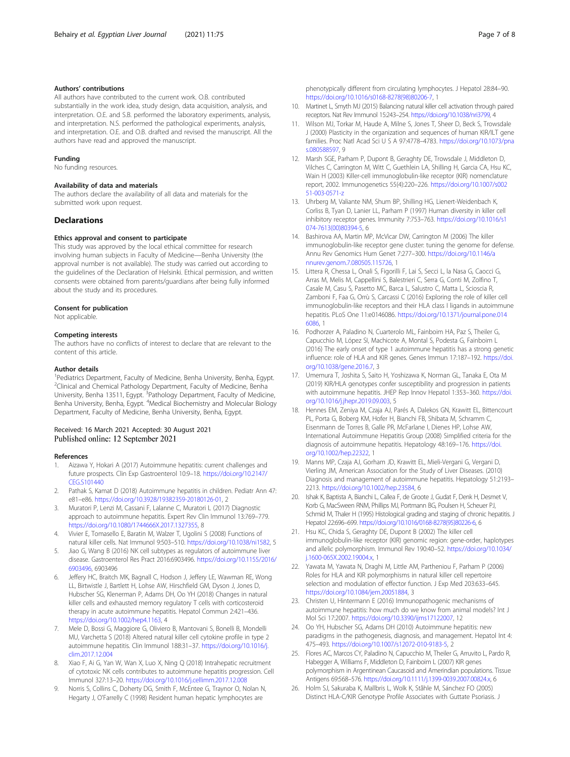### Authors' contributions

All authors have contributed to the current work. O.B. contributed substantially in the work idea, study design, data acquisition, analysis, and interpretation. O.E. and S.B. performed the laboratory experiments, analysis, and interpretation. N.S. performed the pathological experiments, analysis, and interpretation. O.E. and O.B. drafted and revised the manuscript. All the authors have read and approved the manuscript.

### Funding

No funding resources.

### Availability of data and materials

The authors declare the availability of all data and materials for the submitted work upon request.

## Declarations

### Ethics approval and consent to participate

This study was approved by the local ethical committee for research involving human subjects in Faculty of Medicine—Benha University (the approval number is not available). The study was carried out according to the guidelines of the Declaration of Helsinki. Ethical permission, and written consents were obtained from parents/guardians after being fully informed about the study and its procedures.

### Consent for publication

Not applicable.

### Competing interests

The authors have no conflicts of interest to declare that are relevant to the content of this article.

### Author details

[1]Pediatrics Department, Faculty of Medicine, Benha University, Benha, Egypt. [2]Clinical and Chemical Pathology Department, Faculty of Medicine, Benha University, Benha 13511, Egypt. [3]Pathology Department, Faculty of Medicine, Benha University, Benha, Egypt. [4]Medical Biochemistry and Molecular Biology Department, Faculty of Medicine, Benha University, Benha, Egypt.

Received: 16 March 2021 Accepted: 30 August 2021
Published online: 12 September 2021

### References

1. Aizawa Y, Hokari A (2017) Autoimmune hepatitis: current challenges and future prospects. Clin Exp Gastroenterol 10:9–18. https://doi.org/10.2147/CEG.S101440
2. Pathak S, Kamat D (2018) Autoimmune hepatitis in children. Pediatr Ann 47: e81–e86. https://doi.org/10.3928/19382359-20180126-01, 2
3. Muratori P, Lenzi M, Cassani F, Lalanne C, Muratori L (2017) Diagnostic approach to autoimmune hepatitis. Expert Rev Clin Immunol 13:769–779. https://doi.org/10.1080/1744666X.2017.1327355, 8
4. Vivier E, Tomasello E, Baratin M, Walzer T, Ugolini S (2008) Functions of natural killer cells. Nat Immunol 9:503–510. https://doi.org/10.1038/ni1582, 5
5. Jiao G, Wang B (2016) NK cell subtypes as regulators of autoimmune liver disease. Gastroenterol Res Pract 2016:6903496. https://doi.org/10.1155/2016/6903496, 6903496
6. Jeffery HC, Braitch MK, Bagnall C, Hodson J, Jeffery LE, Wawman RE, Wong LL, Birtwistle J, Bartlett H, Lohse AW, Hirschfield GM, Dyson J, Jones D, Hubscher SG, Klenerman P, Adams DH, Oo YH (2018) Changes in natural killer cells and exhausted memory regulatory T cells with corticosteroid therapy in acute autoimmune hepatitis. Hepatol Commun 2:421–436. https://doi.org/10.1002/hep4.1163, 4
7. Mele D, Bossi G, Maggiore G, Oliviero B, Mantovani S, Bonelli B, Mondelli MU, Varchetta S (2018) Altered natural killer cell cytokine profile in type 2 autoimmune hepatitis. Clin Immunol 188:31–37. https://doi.org/10.1016/j.clim.2017.12.004
8. Xiao F, Ai G, Yan W, Wan X, Luo X, Ning Q (2018) Intrahepatic recruitment of cytotoxic NK cells contributes to autoimmune hepatitis progression. Cell Immunol 327:13–20. https://doi.org/10.1016/j.cellimm.2017.12.008
9. Norris S, Collins C, Doherty DG, Smith F, McEntee G, Traynor O, Nolan N, Hegarty J, O'Farrelly C (1998) Resident human hepatic lymphocytes are phenotypically different from circulating lymphocytes. J Hepatol 28:84–90. https://doi.org/10.1016/s0168-8278(98)80206-7, 1
10. Martinet L, Smyth MJ (2015) Balancing natural killer cell activation through paired receptors. Nat Rev Immunol 15:243–254. https://doi.org/10.1038/nri3799, 4
11. Wilson MJ, Torkar M, Haude A, Milne S, Jones T, Sheer D, Beck S, Trowsdale J (2000) Plasticity in the organization and sequences of human KIR/ILT gene families. Proc Natl Acad Sci U S A 97:4778–4783. https://doi.org/10.1073/pnas.080588597, 9
12. Marsh SGE, Parham P, Dupont B, Geraghty DE, Trowsdale J, Middleton D, Vilches C, Carrington M, Witt C, Guethlein LA, Shilling H, Garcia CA, Hsu KC, Wain H (2003) Killer-cell immunoglobulin-like receptor (KIR) nomenclature report, 2002. Immunogenetics 55(4):220–226. https://doi.org/10.1007/s00251-003-0571-z
13. Uhrberg M, Valiante NM, Shum BP, Shilling HG, Lienert-Weidenbach K, Corliss B, Tyan D, Lanier LL, Parham P (1997) Human diversity in killer cell inhibitory receptor genes. Immunity 7:753–763. https://doi.org/10.1016/s1074-7613(00)80394-5, 6
14. Bashirova AA, Martin MP, McVicar DW, Carrington M (2006) The killer immunoglobulin-like receptor gene cluster: tuning the genome for defense. Annu Rev Genomics Hum Genet 7:277–300. https://doi.org/10.1146/annurev.genom.7.080505.115726, 1
15. Littera R, Chessa L, Onali S, Figorilli F, Lai S, Secci L, la Nasa G, Caocci G, Arras M, Melis M, Cappellini S, Balestrieri C, Serra G, Conti M, Zolfino T, Casale M, Casu S, Pasetto MC, Barca L, Salustro C, Matta L, Scioscia R, Zamboni F, Faa G, Orrù S, Carcassi C (2016) Exploring the role of killer cell immunoglobulin-like receptors and their HLA class I ligands in autoimmune hepatitis. PLoS One 11:e0146086. https://doi.org/10.1371/journal.pone.0146086, 1
16. Podhorzer A, Paladino N, Cuarterolo ML, Fainboim HA, Paz S, Theiler G, Capucchio M, López SI, Machicote A, Montal S, Podesta G, Fainboim L (2016) The early onset of type 1 autoimmune hepatitis has a strong genetic influence: role of HLA and KIR genes. Genes Immun 17:187–192. https://doi.org/10.1038/gene.2016.7, 3
17. Umemura T, Joshita S, Saito H, Yoshizawa K, Norman GL, Tanaka E, Ota M (2019) KIR/HLA genotypes confer susceptibility and progression in patients with autoimmune hepatitis. JHEP Rep Innov Hepatol 1:353–360. https://doi.org/10.1016/j.jhepr.2019.09.003, 5
18. Hennes EM, Zeniya M, Czaja AJ, Parés A, Dalekos GN, Krawitt EL, Bittencourt PL, Porta G, Boberg KM, Hofer H, Bianchi FB, Shibata M, Schramm C, Eisenmann de Torres B, Galle PR, McFarlane I, Dienes HP, Lohse AW, International Autoimmune Hepatitis Group (2008) Simplified criteria for the diagnosis of autoimmune hepatitis. Hepatology 48:169–176. https://doi.org/10.1002/hep.22322, 1
19. Manns MP, Czaja AJ, Gorham JD, Krawitt EL, Mieli-Vergani G, Vergani D, Vierling JM, American Association for the Study of Liver Diseases. (2010) Diagnosis and management of autoimmune hepatitis. Hepatology 51:2193–2213. https://doi.org/10.1002/hep.23584, 6
20. Ishak K, Baptista A, Bianchi L, Callea F, de Groote J, Gudat F, Denk H, Desmet V, Korb G, MacSween RNM, Phillips MJ, Portmann BG, Poulsen H, Scheuer PJ, Schmid M, Thaler H (1995) Histological grading and staging of chronic hepatitis. J Hepatol 22:696–699. https://doi.org/10.1016/0168-8278(95)80226-6, 6
21. Hsu KC, Chida S, Geraghty DE, Dupont B (2002) The killer cell immunoglobulin-like receptor (KIR) genomic region: gene-order, haplotypes and allelic polymorphism. Immunol Rev 190:40–52. https://doi.org/10.1034/j.1600-065X.2002.19004.x, 1
22. Yawata M, Yawata N, Draghi M, Little AM, Partheniou F, Parham P (2006) Roles for HLA and KIR polymorphisms in natural killer cell repertoire selection and modulation of effector function. J Exp Med 203:633–645. https://doi.org/10.1084/jem.20051884, 3
23. Christen U, Hintermann E (2016) Immunopathogenic mechanisms of autoimmune hepatitis: how much do we know from animal models? Int J Mol Sci 17:2007. https://doi.org/10.3390/ijms17122007, 12
24. Oo YH, Hubscher SG, Adams DH (2010) Autoimmune hepatitis: new paradigms in the pathogenesis, diagnosis, and management. Hepatol Int 4: 475–493. https://doi.org/10.1007/s12072-010-9183-5, 2
25. Flores AC, Marcos CY, Paladino N, Capucchio M, Theiler G, Arruvito L, Pardo R, Habegger A, Williams F, Middleton D, Fainboim L (2007) KIR genes polymorphism in Argentinean Caucasoid and Amerindian populations. Tissue Antigens 69:568–576. https://doi.org/10.1111/j.1399-0039.2007.00824.x, 6
26. Holm SJ, Sakuraba K, Mallbris L, Wolk K, Ståhle M, Sánchez FO (2005) Distinct HLA-C/KIR Genotype Profile Associates with Guttate Psoriasis. J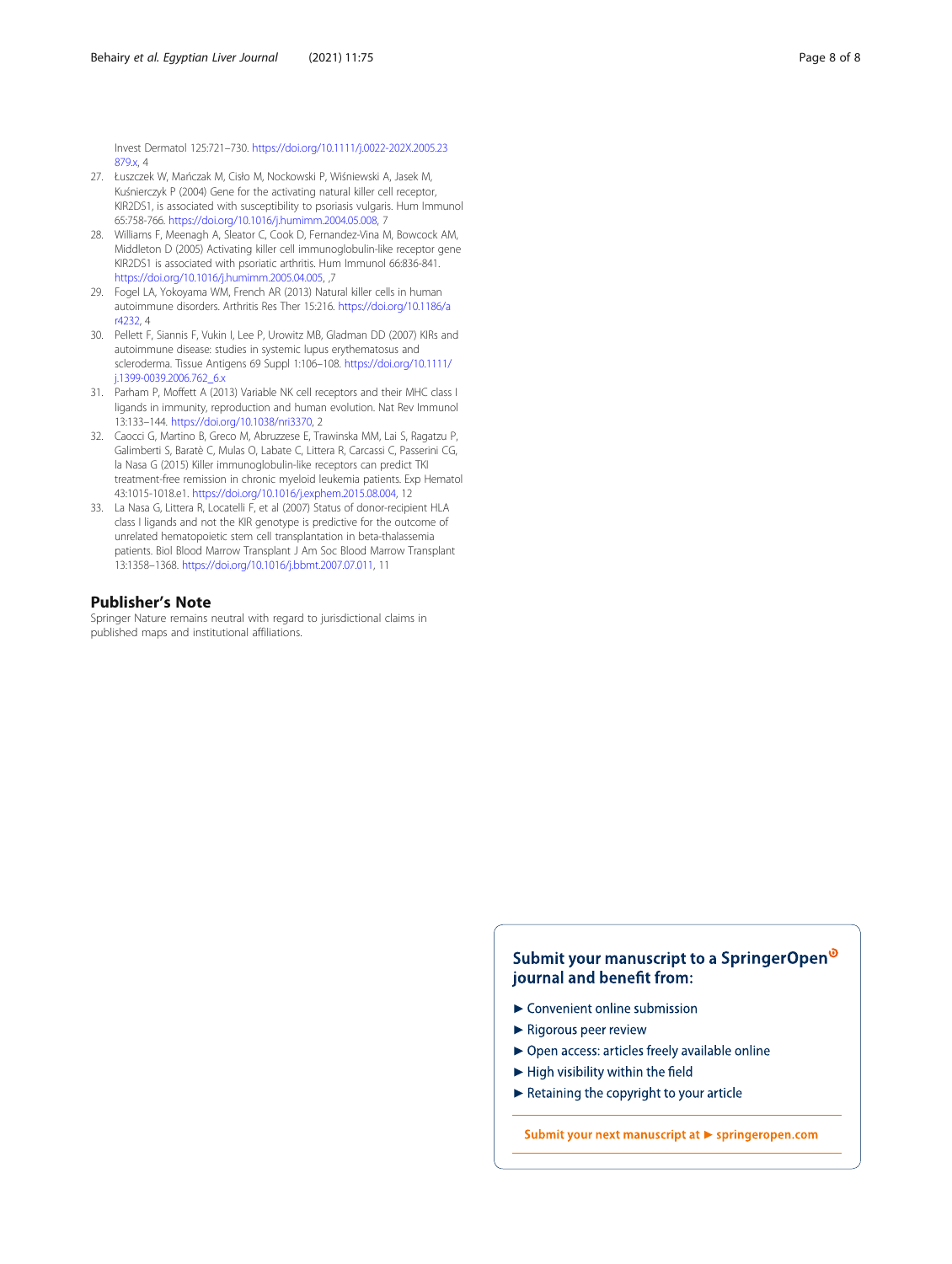Invest Dermatol 125:721–730. https://doi.org/10.1111/j.0022-202X.2005.23879.x, 4

27. Łuszczek W, Mańczak M, Cisło M, Nockowski P, Wiśniewski A, Jasek M, Kuśnierczyk P (2004) Gene for the activating natural killer cell receptor, KIR2DS1, is associated with susceptibility to psoriasis vulgaris. Hum Immunol 65:758-766. https://doi.org/10.1016/j.humimm.2004.05.008, 7
28. Williams F, Meenagh A, Sleator C, Cook D, Fernandez-Vina M, Bowcock AM, Middleton D (2005) Activating killer cell immunoglobulin-like receptor gene KIR2DS1 is associated with psoriatic arthritis. Hum Immunol 66:836-841. https://doi.org/10.1016/j.humimm.2005.04.005, ,7
29. Fogel LA, Yokoyama WM, French AR (2013) Natural killer cells in human autoimmune disorders. Arthritis Res Ther 15:216. https://doi.org/10.1186/ar4232, 4
30. Pellett F, Siannis F, Vukin I, Lee P, Urowitz MB, Gladman DD (2007) KIRs and autoimmune disease: studies in systemic lupus erythematosus and scleroderma. Tissue Antigens 69 Suppl 1:106–108. https://doi.org/10.1111/j.1399-0039.2006.762_6.x
31. Parham P, Moffett A (2013) Variable NK cell receptors and their MHC class I ligands in immunity, reproduction and human evolution. Nat Rev Immunol 13:133–144. https://doi.org/10.1038/nri3370, 2
32. Caocci G, Martino B, Greco M, Abruzzese E, Trawinska MM, Lai S, Ragatzu P, Galimberti S, Baratè C, Mulas O, Labate C, Littera R, Carcassi C, Passerini CG, la Nasa G (2015) Killer immunoglobulin-like receptors can predict TKI treatment-free remission in chronic myeloid leukemia patients. Exp Hematol 43:1015-1018.e1. https://doi.org/10.1016/j.exphem.2015.08.004, 12
33. La Nasa G, Littera R, Locatelli F, et al (2007) Status of donor-recipient HLA class I ligands and not the KIR genotype is predictive for the outcome of unrelated hematopoietic stem cell transplantation in beta-thalassemia patients. Biol Blood Marrow Transplant J Am Soc Blood Marrow Transplant 13:1358–1368. https://doi.org/10.1016/j.bbmt.2007.07.011, 11

## Publisher's Note

Springer Nature remains neutral with regard to jurisdictional claims in published maps and institutional affiliations.

**Submit your manuscript to a SpringerOpen journal and benefit from:**

- Convenient online submission
- Rigorous peer review
- Open access: articles freely available online
- High visibility within the field
- Retaining the copyright to your article

**Submit your next manuscript at ▶ springeropen.com**